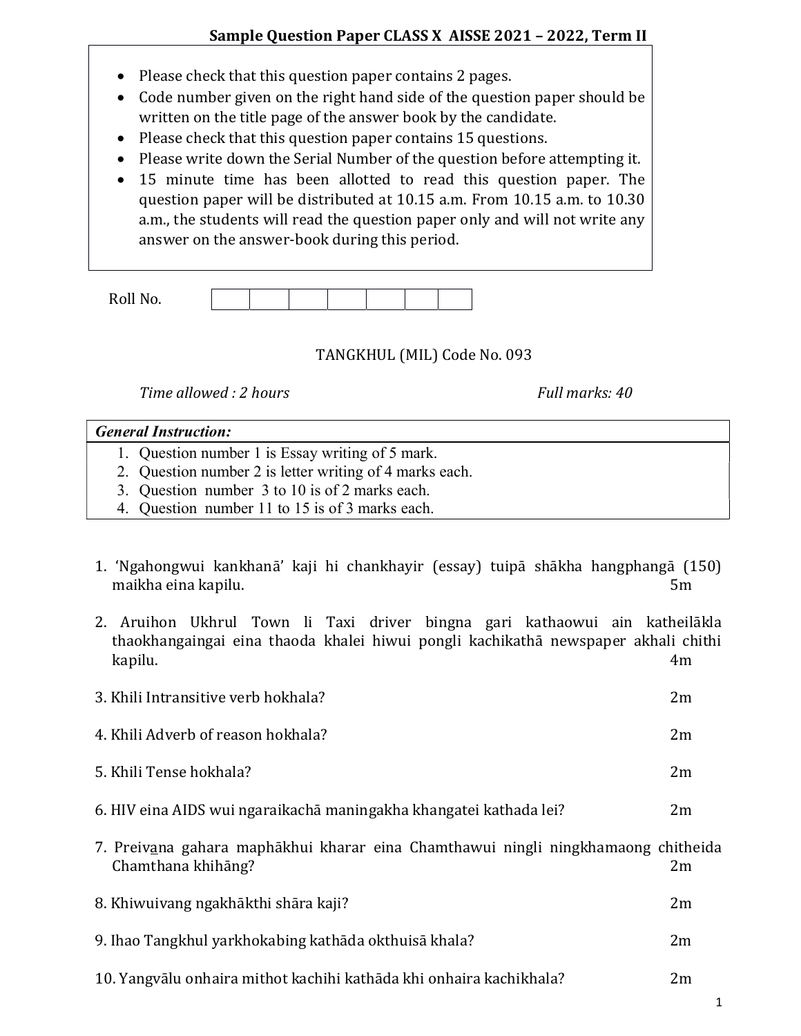**Sample Question Paper CLASS X AISSE 2021 – 2022, Term II**

- Please check that this question paper contains 2 pages.
- Code number given on the right hand side of the question paper should be written on the title page of the answer book by the candidate.
- Please check that this question paper contains 15 questions.
- Please write down the Serial Number of the question before attempting it.
- 15 minute time has been allotted to read this question paper. The question paper will be distributed at 10.15 a.m. From 10.15 a.m. to 10.30 a.m., the students will read the question paper only and will not write any answer on the answer-book during this period.

Roll No. | | | | | | | |

TANGKHUL (MIL) Code No. 093

*Time allowed : 2 hours* *Full marks: 40*

| ***General Instruction:*** |
|---|
| 1. Question number 1 is Essay writing of 5 mark.<br>2. Question number 2 is letter writing of 4 marks each.<br>3. Question number 3 to 10 is of 2 marks each.<br>4. Question number 11 to 15 is of 3 marks each. |

1. 'Ngahongwui kankhanā' kaji hi chankhayir (essay) tuipā shākha hangphangā (150) maikha eina kapilu. 5m

2. Aruihon Ukhrul Town li Taxi driver bingna gari kathaowui ain katheilākla thaokhangaingai eina thaoda khalei hiwui pongli kachikathā newspaper akhali chithi kapilu. 4m

3. Khili Intransitive verb hokhala? 2m

4. Khili Adverb of reason hokhala? 2m

5. Khili Tense hokhala? 2m

6. HIV eina AIDS wui ngaraikachā maningakha khangatei kathada lei? 2m

7. Preivana gahara maphākhui kharar eina Chamthawui ningli ningkhamaong chitheida Chamthana khihāng? 2m

8. Khiwuivang ngakhākthi shāra kaji? 2m

9. Ihao Tangkhul yarkhokabing kathāda okthuisā khala? 2m

10. Yangvālu onhaira mithot kachihi kathāda khi onhaira kachikhala? 2m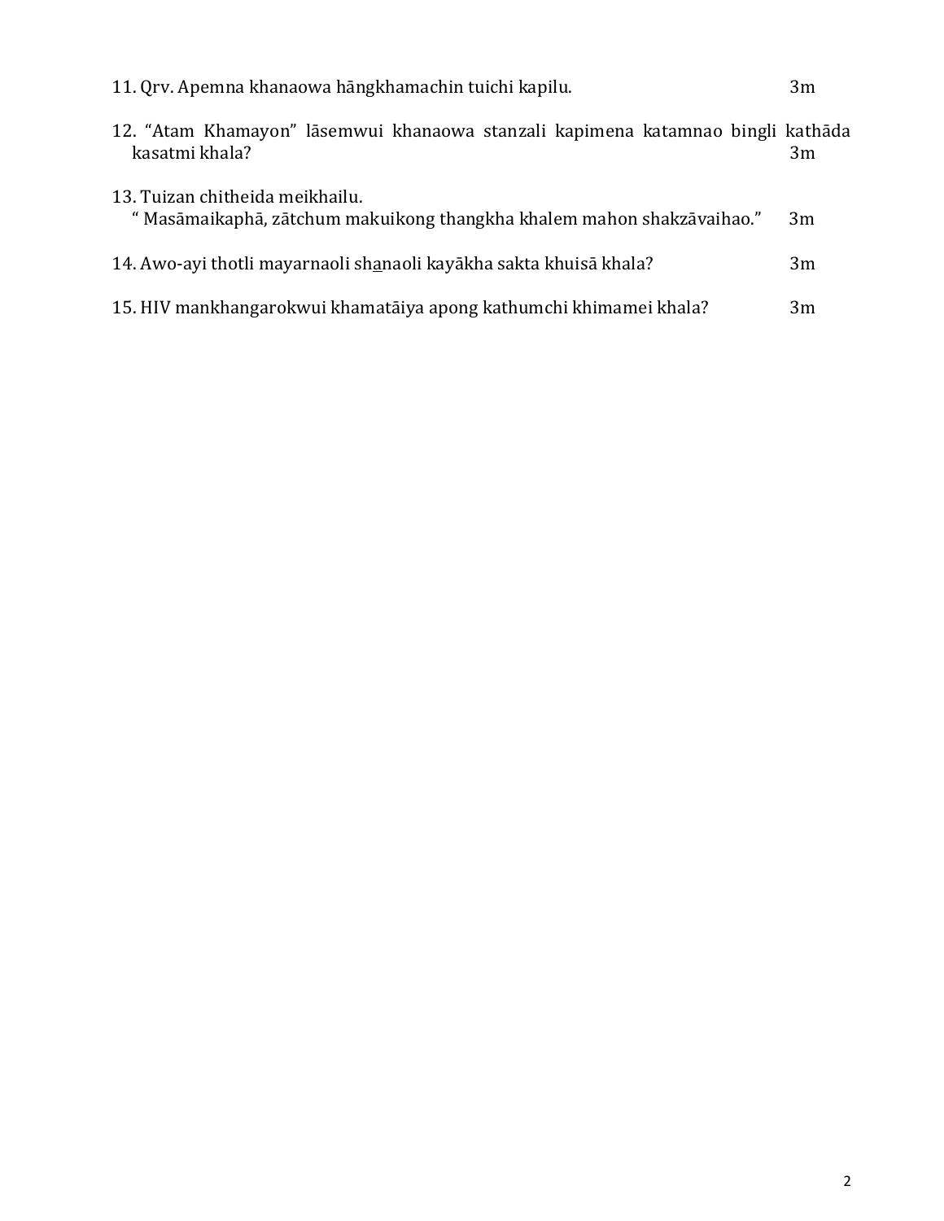11. Qrv. Apemna khanaowa hāngkhamachin tuichi kapilu. 3m

12. "Atam Khamayon" lāsemwui khanaowa stanzali kapimena katamnao bingli kathāda kasatmi khala? 3m

13. Tuizan chitheida meikhailu.
    " Masāmaikaphā, zātchum makuikong thangkha khalem mahon shakzāvaihao." 3m

14. Awo-ayi thotli mayarnaoli sh<u>a</u>naoli kayākha sakta khuisā khala? 3m

15. HIV mankhangarokwui khamatāiya apong kathumchi khimamei khala? 3m